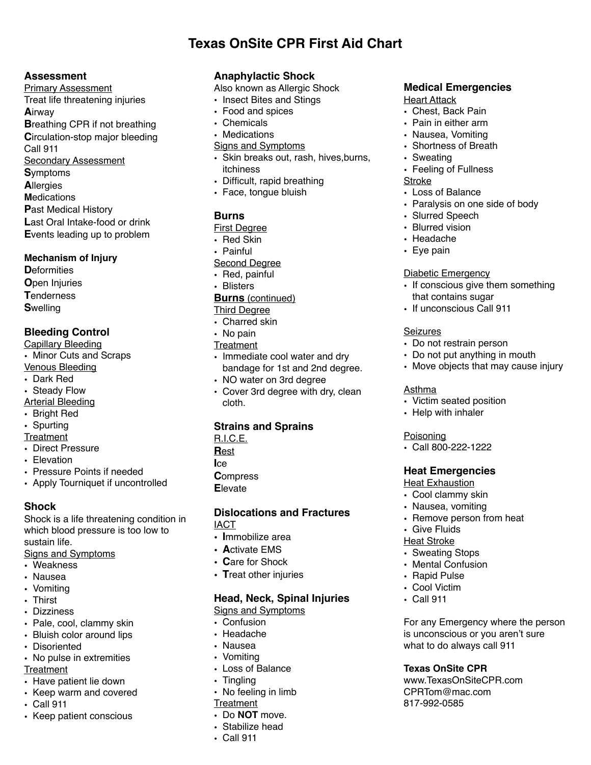# Texas OnSite CPR First Aid Chart

## Assessment

Primary Assessment

Treat life threatening injuries

**A**irway

**B**reathing CPR if not breathing

**C**irculation-stop major bleeding

Call 911

Secondary Assessment

**S**ymptoms

**A**llergies

**M**edications

**P**ast Medical History

**L**ast Oral Intake-food or drink

**E**vents leading up to problem

### Mechanism of Injury

**D**eformities

**O**pen Injuries

**T**enderness

**S**welling

## Bleeding Control

Capillary Bleeding

- Minor Cuts and Scraps

Venous Bleeding

- Dark Red
- Steady Flow

Arterial Bleeding

- Bright Red
- Spurting

Treatment

- Direct Pressure
- Elevation
- Pressure Points if needed
- Apply Tourniquet if uncontrolled

## Shock

Shock is a life threatening condition in which blood pressure is too low to sustain life.

Signs and Symptoms

- Weakness
- Nausea
- Vomiting
- Thirst
- Dizziness
- Pale, cool, clammy skin
- Bluish color around lips
- Disoriented
- No pulse in extremities

Treatment

- Have patient lie down
- Keep warm and covered
- Call 911
- Keep patient conscious

## Anaphylactic Shock

Also known as Allergic Shock

- Insect Bites and Stings
- Food and spices
- Chemicals
- Medications

Signs and Symptoms

- Skin breaks out, rash, hives,burns, itchiness
- Difficult, rapid breathing
- Face, tongue bluish

## Burns

First Degree

- Red Skin
- Painful

Second Degree

- Red, painful
- Blisters

**Burns** (continued)

Third Degree

- Charred skin
- No pain

Treatment

- Immediate cool water and dry bandage for 1st and 2nd degree.
- NO water on 3rd degree
- Cover 3rd degree with dry, clean cloth.

## Strains and Sprains

R.I.C.E.

**R**est

**I**ce

**C**ompress

**E**levate

## Dislocations and Fractures

IACT

- **I**mmobilize area
- **A**ctivate EMS
- **C**are for Shock
- **T**reat other injuries

## Head, Neck, Spinal Injuries

Signs and Symptoms

- Confusion
- Headache
- Nausea
- Vomiting
- Loss of Balance
- Tingling
- No feeling in limb

Treatment

- Do **NOT** move.
- Stabilize head
- Call 911

## Medical Emergencies

Heart Attack

- Chest, Back Pain
- Pain in either arm
- Nausea, Vomiting
- Shortness of Breath
- Sweating
- Feeling of Fullness

Stroke

- Loss of Balance
- Paralysis on one side of body
- Slurred Speech
- Blurred vision
- Headache
- Eye pain

Diabetic Emergency

- If conscious give them something that contains sugar
- If unconscious Call 911

Seizures

- Do not restrain person
- Do not put anything in mouth
- Move objects that may cause injury

Asthma

- Victim seated position
- Help with inhaler

Poisoning

- Call 800-222-1222

## Heat Emergencies

Heat Exhaustion

- Cool clammy skin
- Nausea, vomiting
- Remove person from heat
- Give Fluids

Heat Stroke

- Sweating Stops
- Mental Confusion
- Rapid Pulse
- Cool Victim
- Call 911

For any Emergency where the person is unconscious or you aren't sure what to do always call 911

**Texas OnSite CPR**

www.TexasOnSiteCPR.com

CPRTom@mac.com

817-992-0585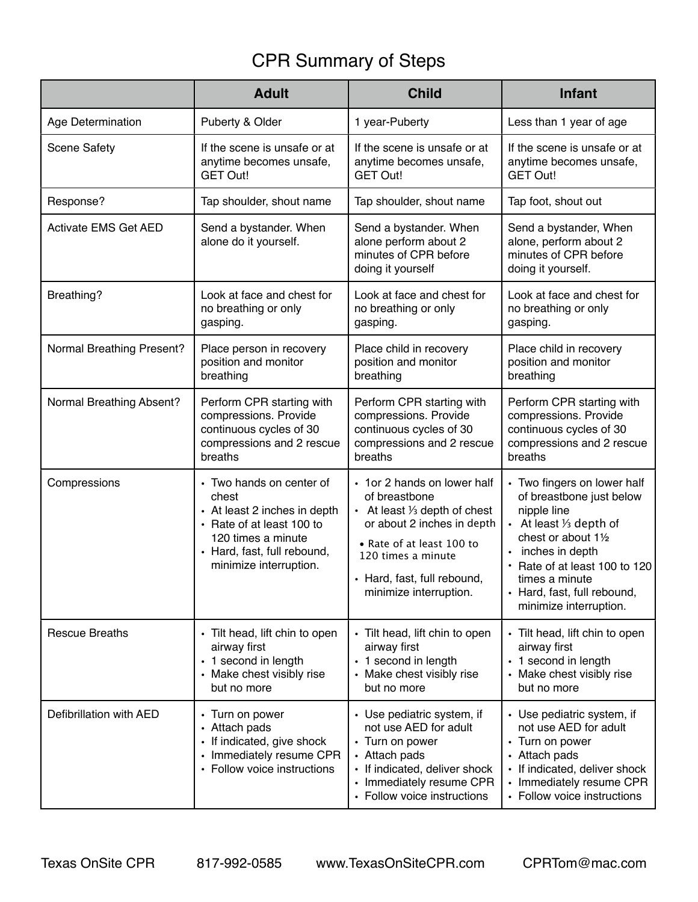# CPR Summary of Steps

| | Adult | Child | Infant |
|---|---|---|---|
| Age Determination | Puberty & Older | 1 year-Puberty | Less than 1 year of age |
| Scene Safety | If the scene is unsafe or at anytime becomes unsafe, GET Out! | If the scene is unsafe or at anytime becomes unsafe, GET Out! | If the scene is unsafe or at anytime becomes unsafe, GET Out! |
| Response? | Tap shoulder, shout name | Tap shoulder, shout name | Tap foot, shout out |
| Activate EMS Get AED | Send a bystander. When alone do it yourself. | Send a bystander. When alone perform about 2 minutes of CPR before doing it yourself | Send a bystander, When alone, perform about 2 minutes of CPR before doing it yourself. |
| Breathing? | Look at face and chest for no breathing or only gasping. | Look at face and chest for no breathing or only gasping. | Look at face and chest for no breathing or only gasping. |
| Normal Breathing Present? | Place person in recovery position and monitor breathing | Place child in recovery position and monitor breathing | Place child in recovery position and monitor breathing |
| Normal Breathing Absent? | Perform CPR starting with compressions. Provide continuous cycles of 30 compressions and 2 rescue breaths | Perform CPR starting with compressions. Provide continuous cycles of 30 compressions and 2 rescue breaths | Perform CPR starting with compressions. Provide continuous cycles of 30 compressions and 2 rescue breaths |
| Compressions | • Two hands on center of chest<br>• At least 2 inches in depth<br>• Rate of at least 100 to 120 times a minute<br>• Hard, fast, full rebound, minimize interruption. | • 1or 2 hands on lower half of breastbone<br>• At least ⅓ depth of chest or about 2 inches in depth<br>• Rate of at least 100 to 120 times a minute<br>• Hard, fast, full rebound, minimize interruption. | • Two fingers on lower half of breastbone just below nipple line<br>• At least ⅓ depth of chest or about 1½<br>• inches in depth<br>• Rate of at least 100 to 120 times a minute<br>• Hard, fast, full rebound, minimize interruption. |
| Rescue Breaths | • Tilt head, lift chin to open airway first<br>• 1 second in length<br>• Make chest visibly rise but no more | • Tilt head, lift chin to open airway first<br>• 1 second in length<br>• Make chest visibly rise but no more | • Tilt head, lift chin to open airway first<br>• 1 second in length<br>• Make chest visibly rise but no more |
| Defibrillation with AED | • Turn on power<br>• Attach pads<br>• If indicated, give shock<br>• Immediately resume CPR<br>• Follow voice instructions | • Use pediatric system, if not use AED for adult<br>• Turn on power<br>• Attach pads<br>• If indicated, deliver shock<br>• Immediately resume CPR<br>• Follow voice instructions | • Use pediatric system, if not use AED for adult<br>• Turn on power<br>• Attach pads<br>• If indicated, deliver shock<br>• Immediately resume CPR<br>• Follow voice instructions |

Texas OnSite CPR 817-992-0585 www.TexasOnSiteCPR.com CPRTom@mac.com